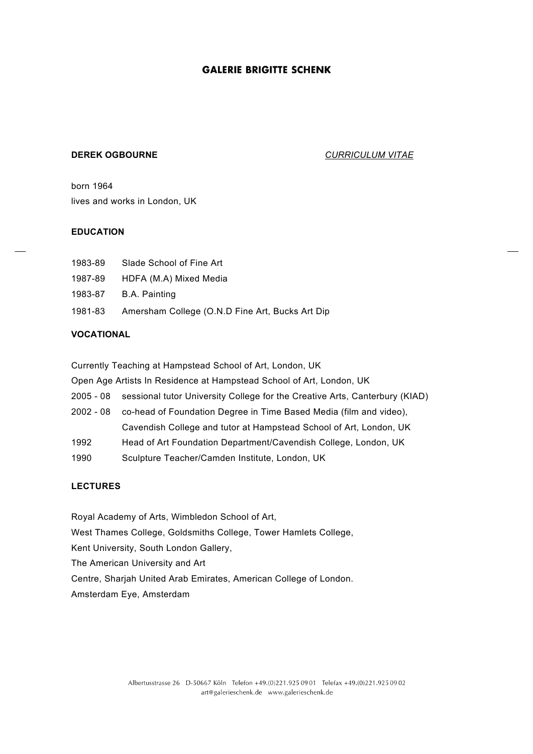# GALERIE BRIGITTE SCHENK

**DEREK OGBOURNE** *CURRICULUM VITAE*

born 1964
lives and works in London, UK

## EDUCATION

1983-89 Slade School of Fine Art
1987-89 HDFA (M.A) Mixed Media
1983-87 B.A. Painting
1981-83 Amersham College (O.N.D Fine Art, Bucks Art Dip

## VOCATIONAL

Currently Teaching at Hampstead School of Art, London, UK
Open Age Artists In Residence at Hampstead School of Art, London, UK
2005 - 08 sessional tutor University College for the Creative Arts, Canterbury (KIAD)
2002 - 08 co-head of Foundation Degree in Time Based Media (film and video), Cavendish College and tutor at Hampstead School of Art, London, UK
1992 Head of Art Foundation Department/Cavendish College, London, UK
1990 Sculpture Teacher/Camden Institute, London, UK

## LECTURES

Royal Academy of Arts, Wimbledon School of Art,
West Thames College, Goldsmiths College, Tower Hamlets College,
Kent University, South London Gallery,
The American University and Art
Centre, Sharjah United Arab Emirates, American College of London.
Amsterdam Eye, Amsterdam

Albertusstrasse 26 D-50667 Köln Telefon +49.(0)221.925 09 01 Telefax +49.(0)221.925 09 02
art@galerieschenk.de www.galerieschenk.de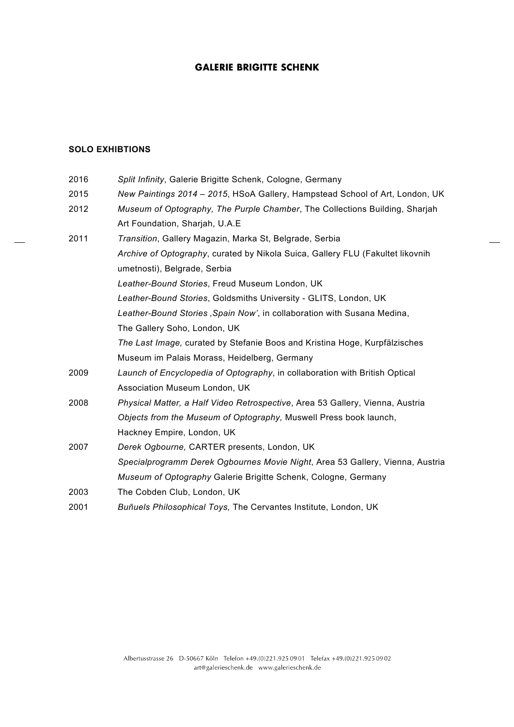## GALERIE BRIGITTE SCHENK

### SOLO EXHIBTIONS

| | |
|---|---|
| 2016 | *Split Infinity*, Galerie Brigitte Schenk, Cologne, Germany |
| 2015 | *New Paintings 2014 – 2015*, HSoA Gallery, Hampstead School of Art, London, UK |
| 2012 | *Museum of Optography, The Purple Chamber*, The Collections Building, Sharjah Art Foundation, Sharjah, U.A.E |
| 2011 | *Transition*, Gallery Magazin, Marka St, Belgrade, Serbia |
| | *Archive of Optography*, curated by Nikola Suica, Gallery FLU (Fakultet likovnih umetnosti), Belgrade, Serbia |
| | *Leather-Bound Stories*, Freud Museum London, UK |
| | *Leather-Bound Stories*, Goldsmiths University - GLITS, London, UK |
| | *Leather-Bound Stories ‚Spain Now'*, in collaboration with Susana Medina, The Gallery Soho, London, UK |
| | *The Last Image,* curated by Stefanie Boos and Kristina Hoge, Kurpfälzisches Museum im Palais Morass, Heidelberg, Germany |
| 2009 | *Launch of Encyclopedia of Optography*, in collaboration with British Optical Association Museum London, UK |
| 2008 | *Physical Matter, a Half Video Retrospective*, Area 53 Gallery, Vienna, Austria |
| | *Objects from the Museum of Optography,* Muswell Press book launch, Hackney Empire, London, UK |
| 2007 | *Derek Ogbourne,* CARTER presents, London, UK |
| | *Specialprogramm Derek Ogbournes Movie Night*, Area 53 Gallery, Vienna, Austria |
| | *Museum of Optography* Galerie Brigitte Schenk, Cologne, Germany |
| 2003 | The Cobden Club, London, UK |
| 2001 | *Buñuels Philosophical Toys,* The Cervantes Institute, London, UK |

Albertusstrasse 26 D-50667 Köln Telefon +49.(0)221.925 09 01 Telefax +49.(0)221.925 09 02
art@galerieschenk.de www.galerieschenk.de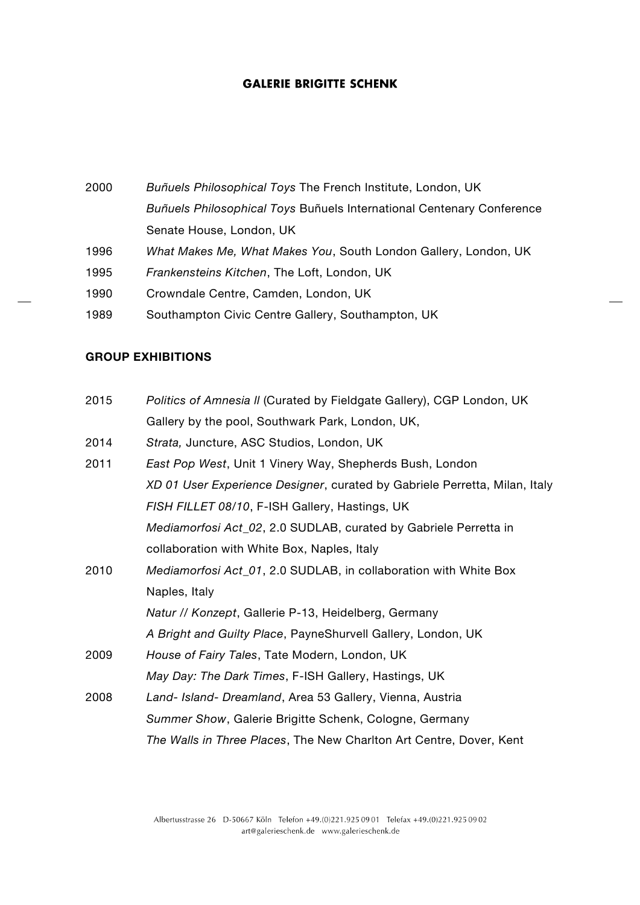2000 *Buñuels Philosophical Toys* The French Institute, London, UK
*Buñuels Philosophical Toys* Buñuels International Centenary Conference Senate House, London, UK

1996 *What Makes Me, What Makes You*, South London Gallery, London, UK

1995 *Frankensteins Kitchen*, The Loft, London, UK

1990 Crowndale Centre, Camden, London, UK

1989 Southampton Civic Centre Gallery, Southampton, UK

## GROUP EXHIBITIONS

2015 *Politics of Amnesia ll* (Curated by Fieldgate Gallery), CGP London, UK
Gallery by the pool, Southwark Park, London, UK,

2014 *Strata,* Juncture, ASC Studios, London, UK

2011 *East Pop West*, Unit 1 Vinery Way, Shepherds Bush, London
*XD 01 User Experience Designer*, curated by Gabriele Perretta, Milan, Italy
*FISH FILLET 08/10*, F-ISH Gallery, Hastings, UK
*Mediamorfosi Act_02*, 2.0 SUDLAB, curated by Gabriele Perretta in collaboration with White Box, Naples, Italy

2010 *Mediamorfosi Act_01*, 2.0 SUDLAB, in collaboration with White Box Naples, Italy
*Natur // Konzept*, Gallerie P-13, Heidelberg, Germany
*A Bright and Guilty Place*, PayneShurvell Gallery, London, UK

2009 *House of Fairy Tales*, Tate Modern, London, UK
*May Day: The Dark Times*, F-ISH Gallery, Hastings, UK

2008 *Land- Island- Dreamland*, Area 53 Gallery, Vienna, Austria
*Summer Show*, Galerie Brigitte Schenk, Cologne, Germany
*The Walls in Three Places*, The New Charlton Art Centre, Dover, Kent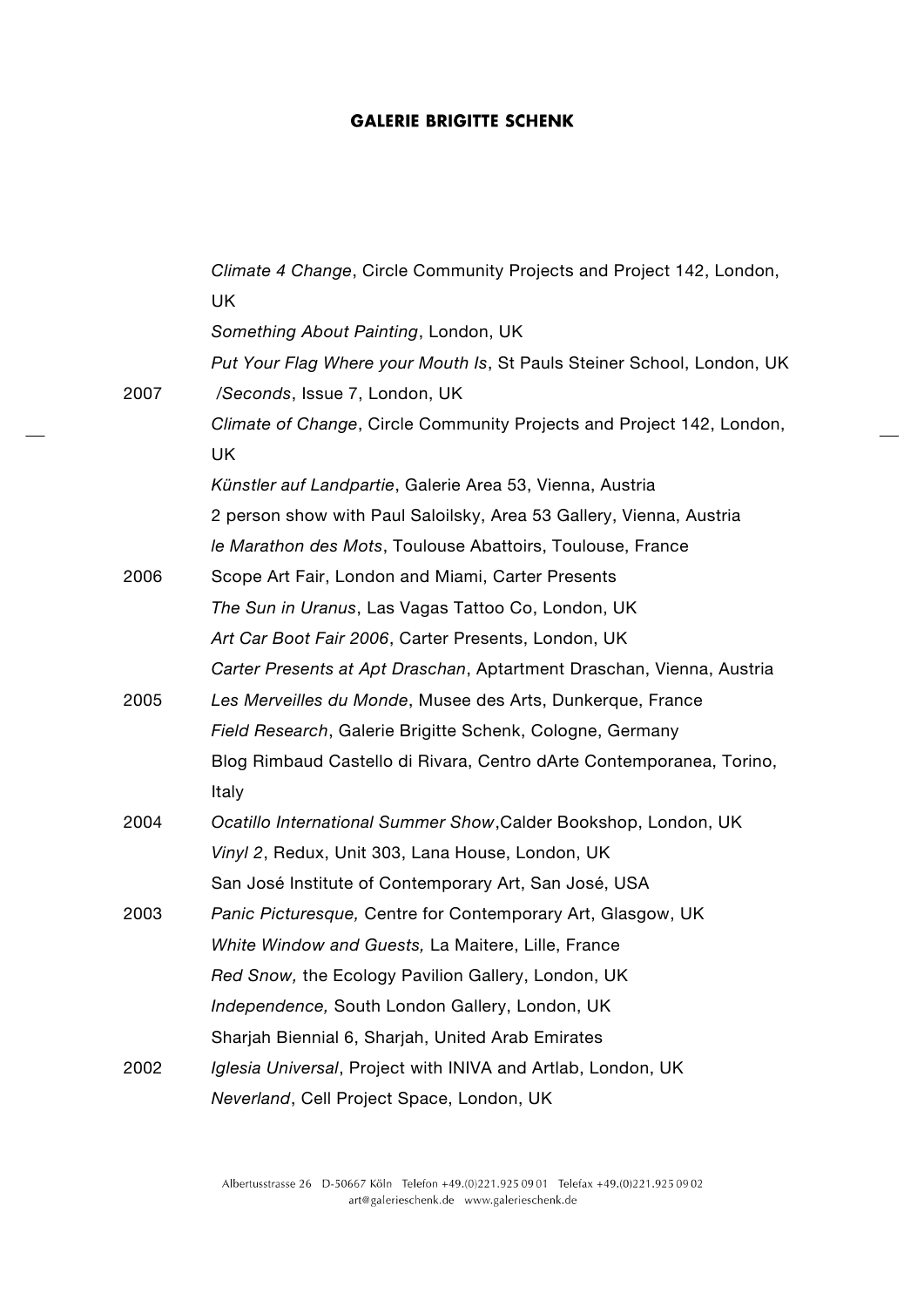| | |
|---|---|
| | *Climate 4 Change*, Circle Community Projects and Project 142, London, UK |
| | *Something About Painting*, London, UK |
| | *Put Your Flag Where your Mouth Is*, St Pauls Steiner School, London, UK |
| 2007 | */Seconds*, Issue 7, London, UK |
| | *Climate of Change*, Circle Community Projects and Project 142, London, UK |
| | *Künstler auf Landpartie*, Galerie Area 53, Vienna, Austria |
| | 2 person show with Paul Saloilsky, Area 53 Gallery, Vienna, Austria |
| | *le Marathon des Mots*, Toulouse Abattoirs, Toulouse, France |
| 2006 | Scope Art Fair, London and Miami, Carter Presents |
| | *The Sun in Uranus*, Las Vagas Tattoo Co, London, UK |
| | *Art Car Boot Fair 2006*, Carter Presents, London, UK |
| | *Carter Presents at Apt Draschan*, Aptartment Draschan, Vienna, Austria |
| 2005 | *Les Merveilles du Monde*, Musee des Arts, Dunkerque, France |
| | *Field Research*, Galerie Brigitte Schenk, Cologne, Germany |
| | Blog Rimbaud Castello di Rivara, Centro dArte Contemporanea, Torino, Italy |
| 2004 | *Ocatillo International Summer Show*,Calder Bookshop, London, UK |
| | *Vinyl 2*, Redux, Unit 303, Lana House, London, UK |
| | San José Institute of Contemporary Art, San José, USA |
| 2003 | *Panic Picturesque,* Centre for Contemporary Art, Glasgow, UK |
| | *White Window and Guests,* La Maitere, Lille, France |
| | *Red Snow,* the Ecology Pavilion Gallery, London, UK |
| | *Independence,* South London Gallery, London, UK |
| | Sharjah Biennial 6, Sharjah, United Arab Emirates |
| 2002 | *Iglesia Universal*, Project with INIVA and Artlab, London, UK |
| | *Neverland*, Cell Project Space, London, UK |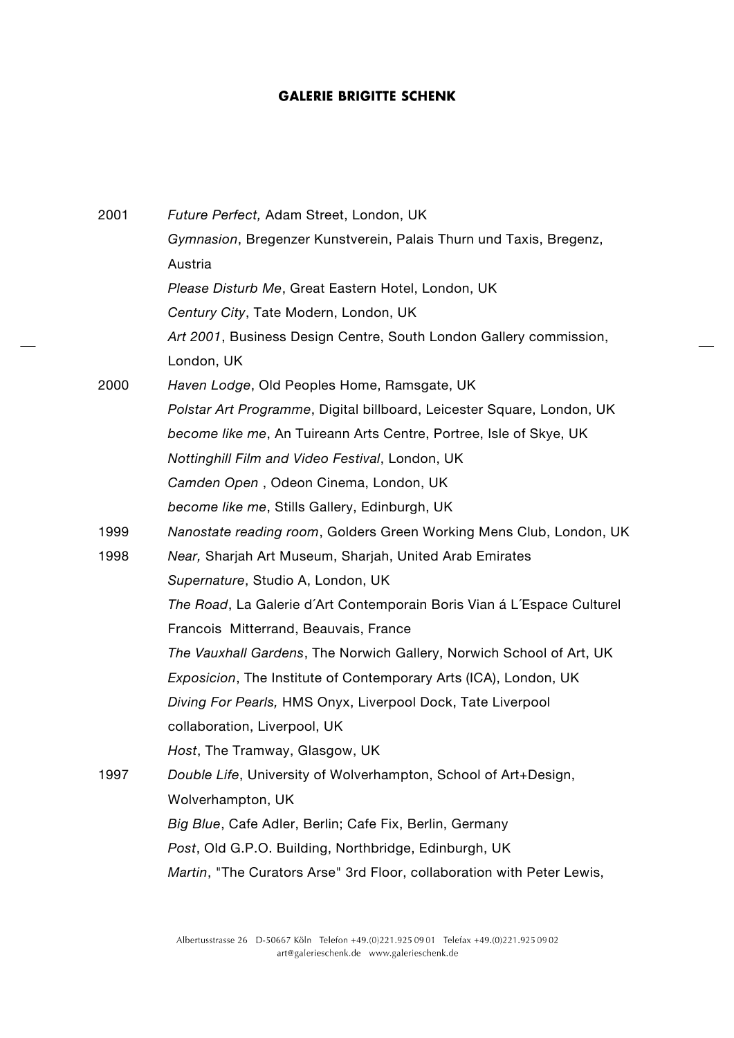2001 *Future Perfect,* Adam Street, London, UK
*Gymnasion*, Bregenzer Kunstverein, Palais Thurn und Taxis, Bregenz, Austria
*Please Disturb Me*, Great Eastern Hotel, London, UK
*Century City*, Tate Modern, London, UK
*Art 2001*, Business Design Centre, South London Gallery commission, London, UK

2000 *Haven Lodge*, Old Peoples Home, Ramsgate, UK
*Polstar Art Programme*, Digital billboard, Leicester Square, London, UK
*become like me*, An Tuireann Arts Centre, Portree, Isle of Skye, UK
*Nottinghill Film and Video Festival*, London, UK
*Camden Open* , Odeon Cinema, London, UK
*become like me*, Stills Gallery, Edinburgh, UK

1999 *Nanostate reading room*, Golders Green Working Mens Club, London, UK

1998 *Near,* Sharjah Art Museum, Sharjah, United Arab Emirates
*Supernature*, Studio A, London, UK
*The Road*, La Galerie d´Art Contemporain Boris Vian á L´Espace Culturel Francois Mitterrand, Beauvais, France
*The Vauxhall Gardens*, The Norwich Gallery, Norwich School of Art, UK
*Exposicion*, The Institute of Contemporary Arts (ICA), London, UK
*Diving For Pearls,* HMS Onyx, Liverpool Dock, Tate Liverpool collaboration, Liverpool, UK
*Host*, The Tramway, Glasgow, UK

1997 *Double Life*, University of Wolverhampton, School of Art+Design, Wolverhampton, UK
*Big Blue*, Cafe Adler, Berlin; Cafe Fix, Berlin, Germany
*Post*, Old G.P.O. Building, Northbridge, Edinburgh, UK
*Martin*, "The Curators Arse" 3rd Floor, collaboration with Peter Lewis,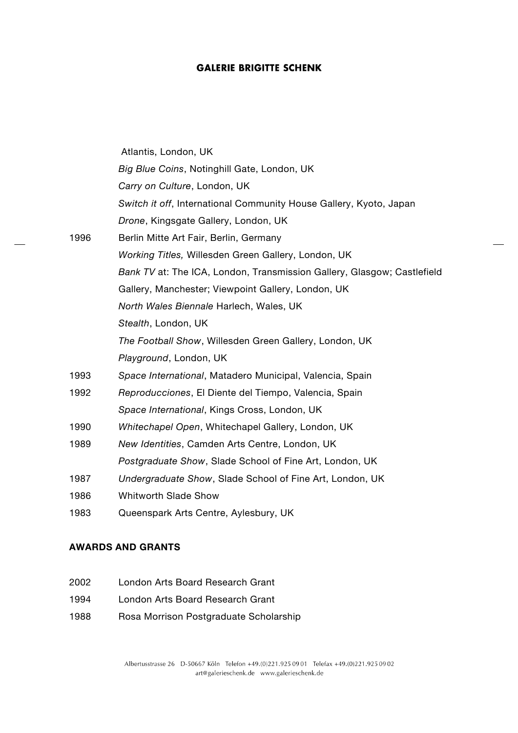| | |
|---|---|
| | Atlantis, London, UK |
| | *Big Blue Coins*, Notinghill Gate, London, UK |
| | *Carry on Culture*, London, UK |
| | *Switch it off*, International Community House Gallery, Kyoto, Japan |
| | *Drone*, Kingsgate Gallery, London, UK |
| 1996 | Berlin Mitte Art Fair, Berlin, Germany |
| | *Working Titles,* Willesden Green Gallery, London, UK |
| | *Bank TV* at: The ICA, London, Transmission Gallery, Glasgow; Castlefield Gallery, Manchester; Viewpoint Gallery, London, UK |
| | *North Wales Biennale* Harlech, Wales, UK |
| | *Stealth*, London, UK |
| | *The Football Show*, Willesden Green Gallery, London, UK |
| | *Playground*, London, UK |
| 1993 | *Space International*, Matadero Municipal, Valencia, Spain |
| 1992 | *Reproducciones*, El Diente del Tiempo, Valencia, Spain |
| | *Space International*, Kings Cross, London, UK |
| 1990 | *Whitechapel Open*, Whitechapel Gallery, London, UK |
| 1989 | *New Identities*, Camden Arts Centre, London, UK |
| | *Postgraduate Show*, Slade School of Fine Art, London, UK |
| 1987 | *Undergraduate Show*, Slade School of Fine Art, London, UK |
| 1986 | Whitworth Slade Show |
| 1983 | Queenspark Arts Centre, Aylesbury, UK |

## AWARDS AND GRANTS

| | |
|---|---|
| 2002 | London Arts Board Research Grant |
| 1994 | London Arts Board Research Grant |
| 1988 | Rosa Morrison Postgraduate Scholarship |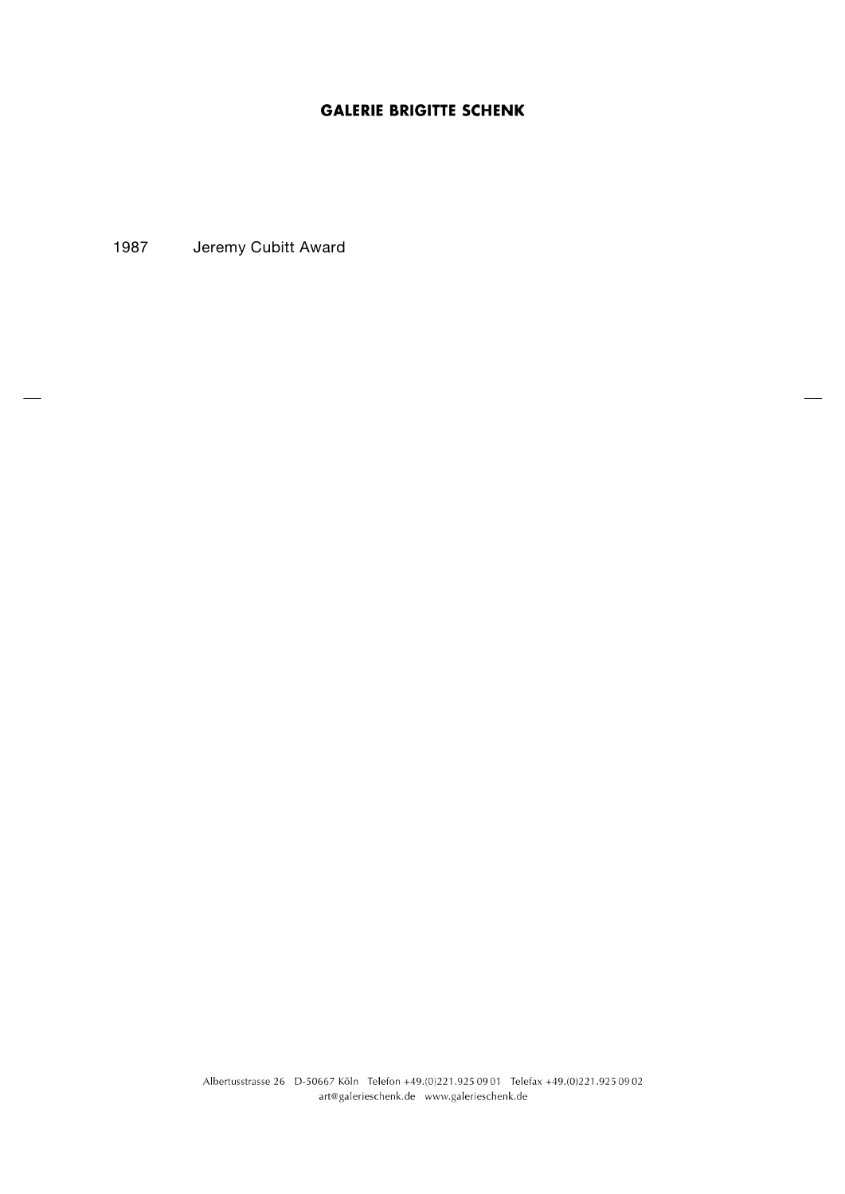1987 Jeremy Cubitt Award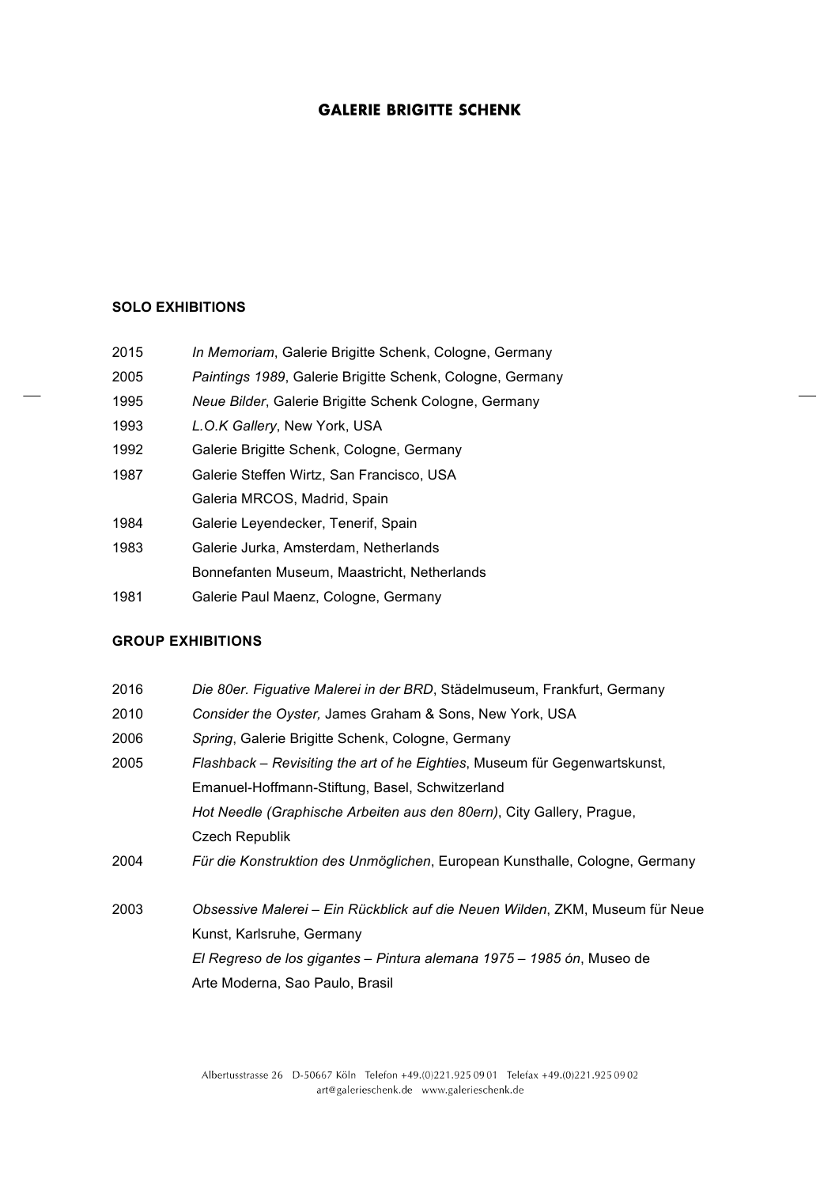**GALERIE BRIGITTE SCHENK**

**SOLO EXHIBITIONS**

| | |
|---|---|
| 2015 | *In Memoriam*, Galerie Brigitte Schenk, Cologne, Germany |
| 2005 | *Paintings 1989*, Galerie Brigitte Schenk, Cologne, Germany |
| 1995 | *Neue Bilder*, Galerie Brigitte Schenk Cologne, Germany |
| 1993 | *L.O.K Gallery*, New York, USA |
| 1992 | Galerie Brigitte Schenk, Cologne, Germany |
| 1987 | Galerie Steffen Wirtz, San Francisco, USA |
| | Galeria MRCOS, Madrid, Spain |
| 1984 | Galerie Leyendecker, Tenerif, Spain |
| 1983 | Galerie Jurka, Amsterdam, Netherlands |
| | Bonnefanten Museum, Maastricht, Netherlands |
| 1981 | Galerie Paul Maenz, Cologne, Germany |

**GROUP EXHIBITIONS**

| | |
|---|---|
| 2016 | *Die 80er. Figuative Malerei in der BRD*, Städelmuseum, Frankfurt, Germany |
| 2010 | *Consider the Oyster,* James Graham & Sons, New York, USA |
| 2006 | *Spring*, Galerie Brigitte Schenk, Cologne, Germany |
| 2005 | *Flashback – Revisiting the art of he Eighties*, Museum für Gegenwartskunst, Emanuel-Hoffmann-Stiftung, Basel, Schwitzerland |
| | *Hot Needle (Graphische Arbeiten aus den 80ern)*, City Gallery, Prague, Czech Republik |
| 2004 | *Für die Konstruktion des Unmöglichen*, European Kunsthalle, Cologne, Germany |
| 2003 | *Obsessive Malerei – Ein Rückblick auf die Neuen Wilden*, ZKM, Museum für Neue Kunst, Karlsruhe, Germany |
| | *El Regreso de los gigantes – Pintura alemana 1975 – 1985 ón*, Museo de Arte Moderna, Sao Paulo, Brasil |

Albertusstrasse 26 D-50667 Köln Telefon +49.(0)221.925 09 01 Telefax +49.(0)221.925 09 02
art@galerieschenk.de www.galerieschenk.de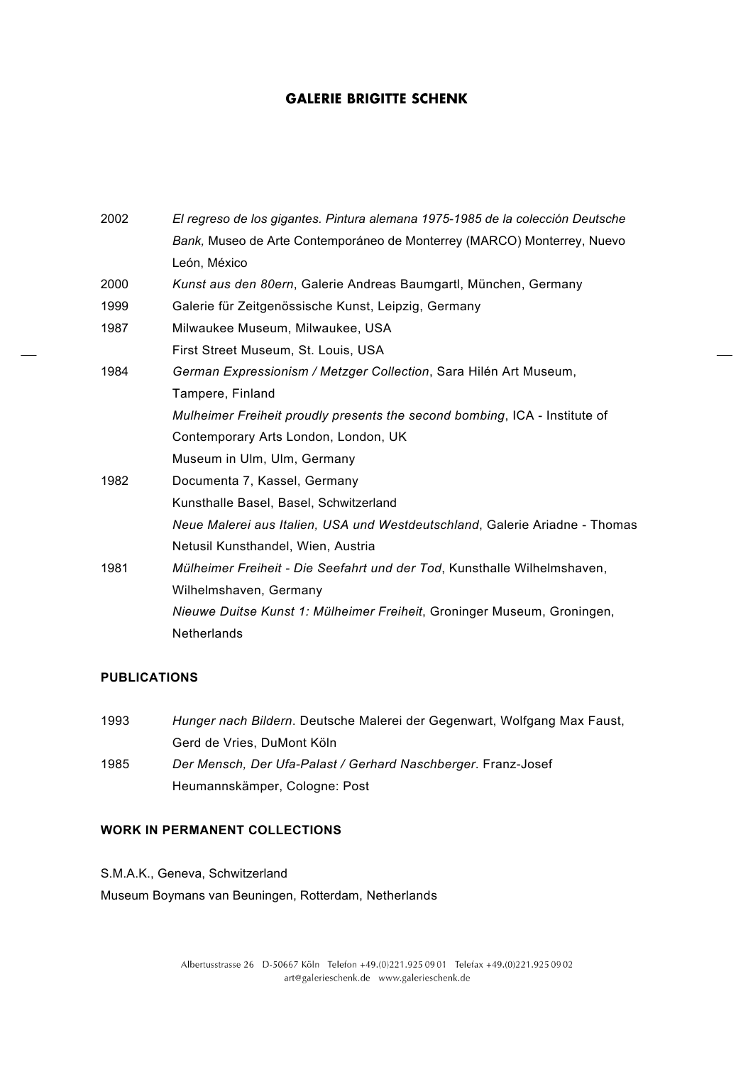| | |
|---|---|
| 2002 | *El regreso de los gigantes. Pintura alemana 1975-1985 de la colección Deutsche Bank,* Museo de Arte Contemporáneo de Monterrey (MARCO) Monterrey, Nuevo León, México |
| 2000 | *Kunst aus den 80ern*, Galerie Andreas Baumgartl, München, Germany |
| 1999 | Galerie für Zeitgenössische Kunst, Leipzig, Germany |
| 1987 | Milwaukee Museum, Milwaukee, USA |
| | First Street Museum, St. Louis, USA |
| 1984 | *German Expressionism / Metzger Collection*, Sara Hilén Art Museum, Tampere, Finland |
| | *Mulheimer Freiheit proudly presents the second bombing*, ICA - Institute of Contemporary Arts London, London, UK |
| | Museum in Ulm, Ulm, Germany |
| 1982 | Documenta 7, Kassel, Germany |
| | Kunsthalle Basel, Basel, Schwitzerland |
| | *Neue Malerei aus Italien, USA und Westdeutschland*, Galerie Ariadne - Thomas Netusil Kunsthandel, Wien, Austria |
| 1981 | *Mülheimer Freiheit - Die Seefahrt und der Tod*, Kunsthalle Wilhelmshaven, Wilhelmshaven, Germany |
| | *Nieuwe Duitse Kunst 1: Mülheimer Freiheit*, Groninger Museum, Groningen, Netherlands |

**PUBLICATIONS**

| | |
|---|---|
| 1993 | *Hunger nach Bildern*. Deutsche Malerei der Gegenwart, Wolfgang Max Faust, Gerd de Vries, DuMont Köln |
| 1985 | *Der Mensch, Der Ufa-Palast / Gerhard Naschberger*. Franz-Josef Heumannskämper, Cologne: Post |

**WORK IN PERMANENT COLLECTIONS**

S.M.A.K., Geneva, Schwitzerland

Museum Boymans van Beuningen, Rotterdam, Netherlands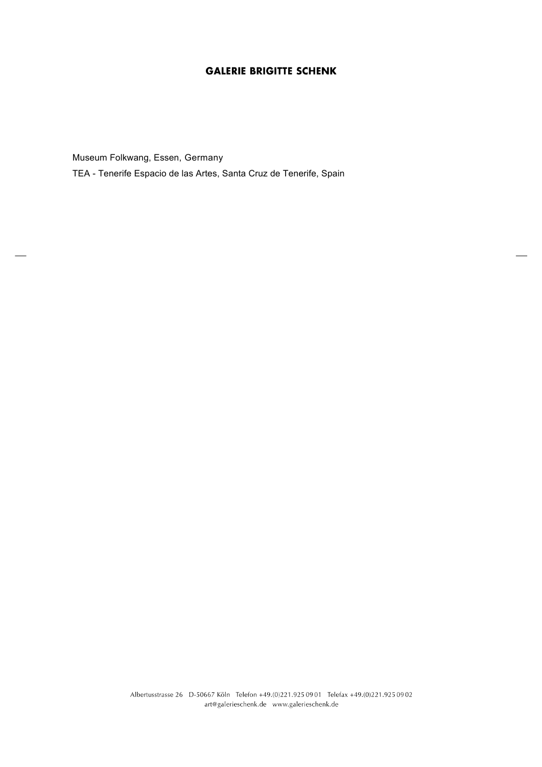Museum Folkwang, Essen, Germany

TEA - Tenerife Espacio de las Artes, Santa Cruz de Tenerife, Spain